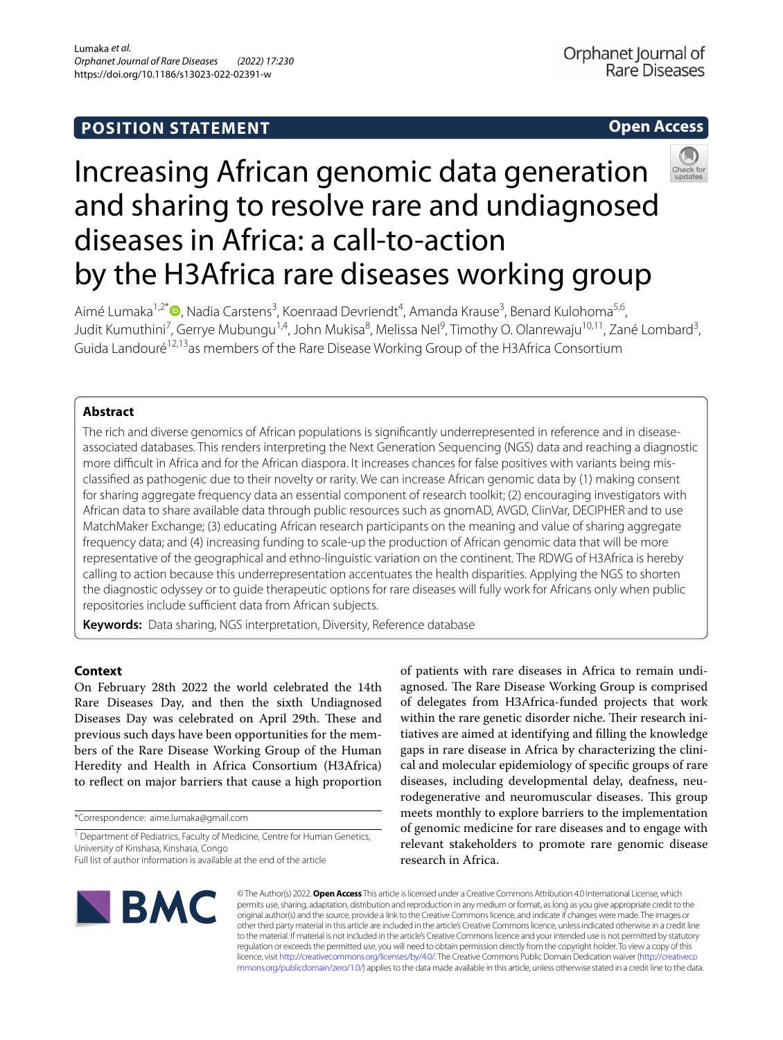POSITION STATEMENT

Open Access

# Increasing African genomic data generation and sharing to resolve rare and undiagnosed diseases in Africa: a call-to-action by the H3Africa rare diseases working group

Aimé Lumaka[1,2*], Nadia Carstens[3], Koenraad Devriendt[4], Amanda Krause[3], Benard Kulohoma[5,6], Judit Kumuthini[7], Gerrye Mubungu[1,4], John Mukisa[8], Melissa Nel[9], Timothy O. Olanrewaju[10,11], Zané Lombard[3], Guida Landouré[12,13] as members of the Rare Disease Working Group of the H3Africa Consortium

## Abstract

The rich and diverse genomics of African populations is significantly underrepresented in reference and in disease-associated databases. This renders interpreting the Next Generation Sequencing (NGS) data and reaching a diagnostic more difficult in Africa and for the African diaspora. It increases chances for false positives with variants being misclassified as pathogenic due to their novelty or rarity. We can increase African genomic data by (1) making consent for sharing aggregate frequency data an essential component of research toolkit; (2) encouraging investigators with African data to share available data through public resources such as gnomAD, AVGD, ClinVar, DECIPHER and to use MatchMaker Exchange; (3) educating African research participants on the meaning and value of sharing aggregate frequency data; and (4) increasing funding to scale-up the production of African genomic data that will be more representative of the geographical and ethno-linguistic variation on the continent. The RDWG of H3Africa is hereby calling to action because this underrepresentation accentuates the health disparities. Applying the NGS to shorten the diagnostic odyssey or to guide therapeutic options for rare diseases will fully work for Africans only when public repositories include sufficient data from African subjects.

**Keywords:** Data sharing, NGS interpretation, Diversity, Reference database

## Context

On February 28th 2022 the world celebrated the 14th Rare Diseases Day, and then the sixth Undiagnosed Diseases Day was celebrated on April 29th. These and previous such days have been opportunities for the members of the Rare Disease Working Group of the Human Heredity and Health in Africa Consortium (H3Africa) to reflect on major barriers that cause a high proportion of patients with rare diseases in Africa to remain undiagnosed. The Rare Disease Working Group is comprised of delegates from H3Africa-funded projects that work within the rare genetic disorder niche. Their research initiatives are aimed at identifying and filling the knowledge gaps in rare disease in Africa by characterizing the clinical and molecular epidemiology of specific groups of rare diseases, including developmental delay, deafness, neurodegenerative and neuromuscular diseases. This group meets monthly to explore barriers to the implementation of genomic medicine for rare diseases and to engage with relevant stakeholders to promote rare genomic disease research in Africa.

*Correspondence: aime.lumaka@gmail.com

[1] Department of Pediatrics, Faculty of Medicine, Centre for Human Genetics, University of Kinshasa, Kinshasa, Congo

Full list of author information is available at the end of the article

© The Author(s) 2022. **Open Access** This article is licensed under a Creative Commons Attribution 4.0 International License, which permits use, sharing, adaptation, distribution and reproduction in any medium or format, as long as you give appropriate credit to the original author(s) and the source, provide a link to the Creative Commons licence, and indicate if changes were made. The images or other third party material in this article are included in the article's Creative Commons licence, unless indicated otherwise in a credit line to the material. If material is not included in the article's Creative Commons licence and your intended use is not permitted by statutory regulation or exceeds the permitted use, you will need to obtain permission directly from the copyright holder. To view a copy of this licence, visit http://creativecommons.org/licenses/by/4.0/. The Creative Commons Public Domain Dedication waiver (http://creativecommons.org/publicdomain/zero/1.0/) applies to the data made available in this article, unless otherwise stated in a credit line to the data.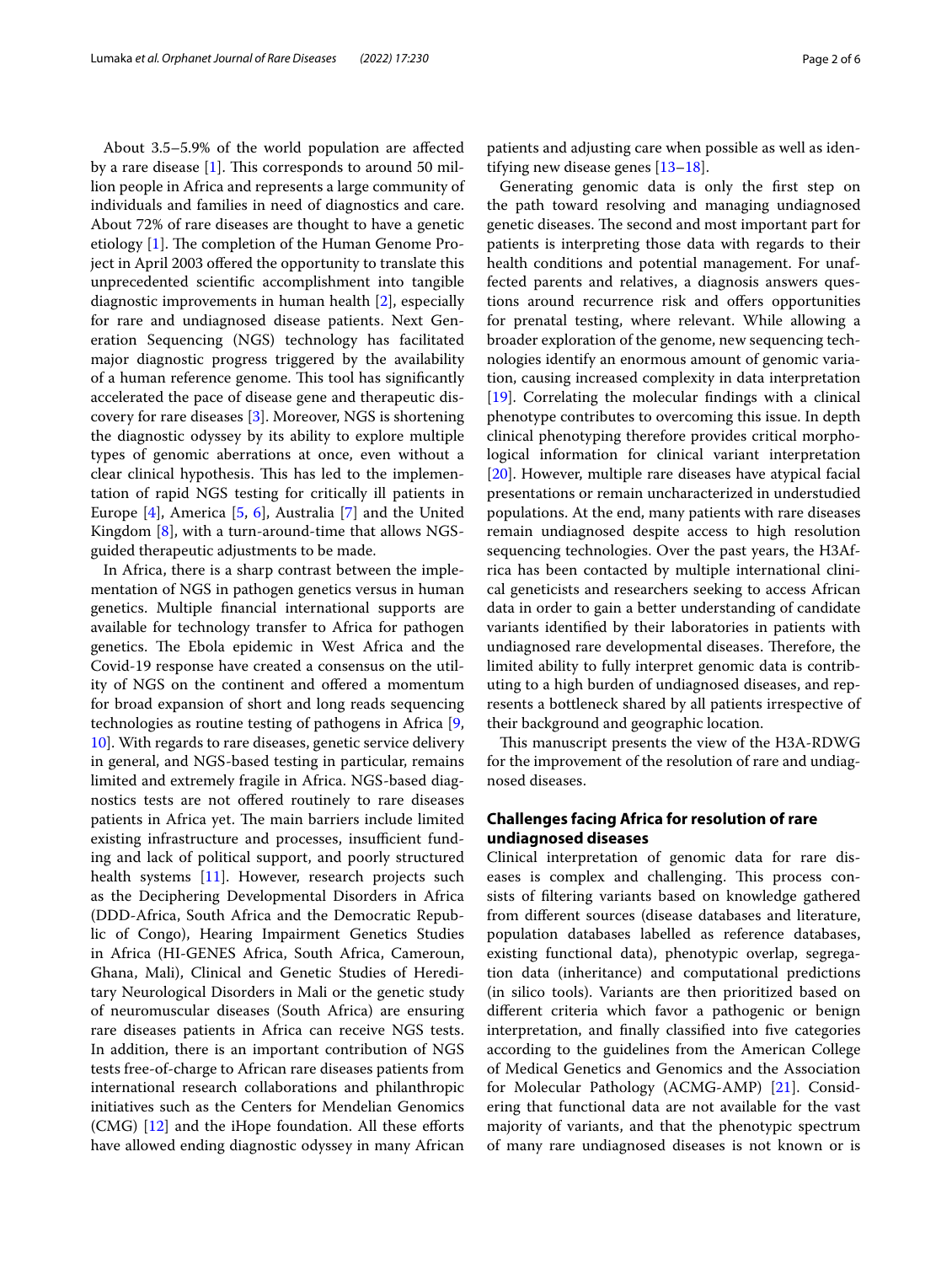About 3.5–5.9% of the world population are affected by a rare disease [1]. This corresponds to around 50 million people in Africa and represents a large community of individuals and families in need of diagnostics and care. About 72% of rare diseases are thought to have a genetic etiology [1]. The completion of the Human Genome Project in April 2003 offered the opportunity to translate this unprecedented scientific accomplishment into tangible diagnostic improvements in human health [2], especially for rare and undiagnosed disease patients. Next Generation Sequencing (NGS) technology has facilitated major diagnostic progress triggered by the availability of a human reference genome. This tool has significantly accelerated the pace of disease gene and therapeutic discovery for rare diseases [3]. Moreover, NGS is shortening the diagnostic odyssey by its ability to explore multiple types of genomic aberrations at once, even without a clear clinical hypothesis. This has led to the implementation of rapid NGS testing for critically ill patients in Europe [4], America [5, 6], Australia [7] and the United Kingdom [8], with a turn-around-time that allows NGS-guided therapeutic adjustments to be made.

In Africa, there is a sharp contrast between the implementation of NGS in pathogen genetics versus in human genetics. Multiple financial international supports are available for technology transfer to Africa for pathogen genetics. The Ebola epidemic in West Africa and the Covid-19 response have created a consensus on the utility of NGS on the continent and offered a momentum for broad expansion of short and long reads sequencing technologies as routine testing of pathogens in Africa [9, 10]. With regards to rare diseases, genetic service delivery in general, and NGS-based testing in particular, remains limited and extremely fragile in Africa. NGS-based diagnostics tests are not offered routinely to rare diseases patients in Africa yet. The main barriers include limited existing infrastructure and processes, insufficient funding and lack of political support, and poorly structured health systems [11]. However, research projects such as the Deciphering Developmental Disorders in Africa (DDD-Africa, South Africa and the Democratic Republic of Congo), Hearing Impairment Genetics Studies in Africa (HI-GENES Africa, South Africa, Cameroun, Ghana, Mali), Clinical and Genetic Studies of Hereditary Neurological Disorders in Mali or the genetic study of neuromuscular diseases (South Africa) are ensuring rare diseases patients in Africa can receive NGS tests. In addition, there is an important contribution of NGS tests free-of-charge to African rare diseases patients from international research collaborations and philanthropic initiatives such as the Centers for Mendelian Genomics (CMG) [12] and the iHope foundation. All these efforts have allowed ending diagnostic odyssey in many African patients and adjusting care when possible as well as identifying new disease genes [13–18].

Generating genomic data is only the first step on the path toward resolving and managing undiagnosed genetic diseases. The second and most important part for patients is interpreting those data with regards to their health conditions and potential management. For unaffected parents and relatives, a diagnosis answers questions around recurrence risk and offers opportunities for prenatal testing, where relevant. While allowing a broader exploration of the genome, new sequencing technologies identify an enormous amount of genomic variation, causing increased complexity in data interpretation [19]. Correlating the molecular findings with a clinical phenotype contributes to overcoming this issue. In depth clinical phenotyping therefore provides critical morphological information for clinical variant interpretation [20]. However, multiple rare diseases have atypical facial presentations or remain uncharacterized in understudied populations. At the end, many patients with rare diseases remain undiagnosed despite access to high resolution sequencing technologies. Over the past years, the H3Africa has been contacted by multiple international clinical geneticists and researchers seeking to access African data in order to gain a better understanding of candidate variants identified by their laboratories in patients with undiagnosed rare developmental diseases. Therefore, the limited ability to fully interpret genomic data is contributing to a high burden of undiagnosed diseases, and represents a bottleneck shared by all patients irrespective of their background and geographic location.

This manuscript presents the view of the H3A-RDWG for the improvement of the resolution of rare and undiagnosed diseases.

## Challenges facing Africa for resolution of rare undiagnosed diseases

Clinical interpretation of genomic data for rare diseases is complex and challenging. This process consists of filtering variants based on knowledge gathered from different sources (disease databases and literature, population databases labelled as reference databases, existing functional data), phenotypic overlap, segregation data (inheritance) and computational predictions (in silico tools). Variants are then prioritized based on different criteria which favor a pathogenic or benign interpretation, and finally classified into five categories according to the guidelines from the American College of Medical Genetics and Genomics and the Association for Molecular Pathology (ACMG-AMP) [21]. Considering that functional data are not available for the vast majority of variants, and that the phenotypic spectrum of many rare undiagnosed diseases is not known or is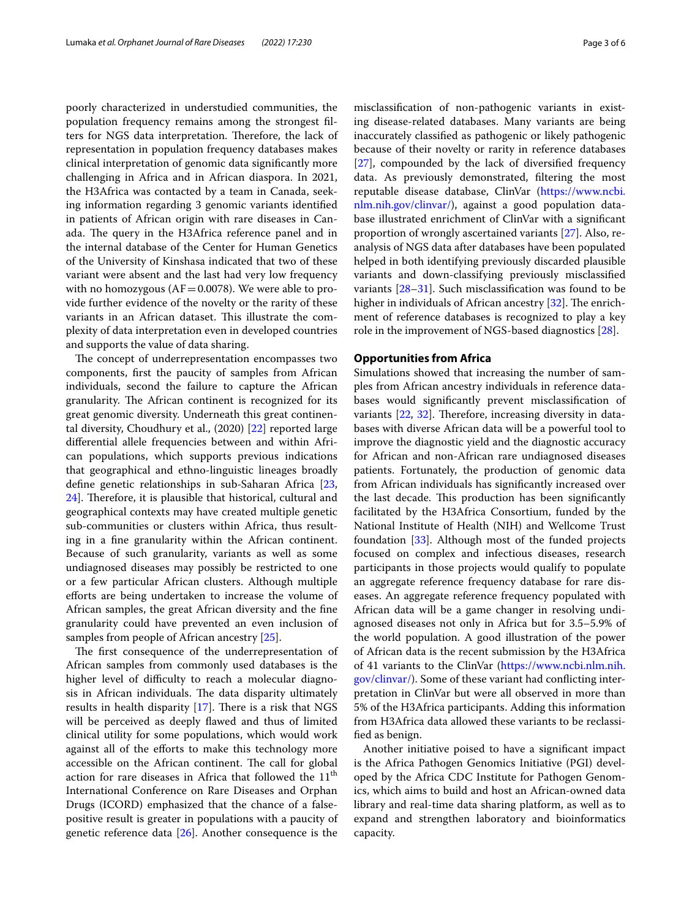poorly characterized in understudied communities, the population frequency remains among the strongest filters for NGS data interpretation. Therefore, the lack of representation in population frequency databases makes clinical interpretation of genomic data significantly more challenging in Africa and in African diaspora. In 2021, the H3Africa was contacted by a team in Canada, seeking information regarding 3 genomic variants identified in patients of African origin with rare diseases in Canada. The query in the H3Africa reference panel and in the internal database of the Center for Human Genetics of the University of Kinshasa indicated that two of these variant were absent and the last had very low frequency with no homozygous (AF = 0.0078). We were able to provide further evidence of the novelty or the rarity of these variants in an African dataset. This illustrate the complexity of data interpretation even in developed countries and supports the value of data sharing.

The concept of underrepresentation encompasses two components, first the paucity of samples from African individuals, second the failure to capture the African granularity. The African continent is recognized for its great genomic diversity. Underneath this great continental diversity, Choudhury et al., (2020) [22] reported large differential allele frequencies between and within African populations, which supports previous indications that geographical and ethno-linguistic lineages broadly define genetic relationships in sub-Saharan Africa [23, 24]. Therefore, it is plausible that historical, cultural and geographical contexts may have created multiple genetic sub-communities or clusters within Africa, thus resulting in a fine granularity within the African continent. Because of such granularity, variants as well as some undiagnosed diseases may possibly be restricted to one or a few particular African clusters. Although multiple efforts are being undertaken to increase the volume of African samples, the great African diversity and the fine granularity could have prevented an even inclusion of samples from people of African ancestry [25].

The first consequence of the underrepresentation of African samples from commonly used databases is the higher level of difficulty to reach a molecular diagnosis in African individuals. The data disparity ultimately results in health disparity [17]. There is a risk that NGS will be perceived as deeply flawed and thus of limited clinical utility for some populations, which would work against all of the efforts to make this technology more accessible on the African continent. The call for global action for rare diseases in Africa that followed the 11th International Conference on Rare Diseases and Orphan Drugs (ICORD) emphasized that the chance of a false-positive result is greater in populations with a paucity of genetic reference data [26]. Another consequence is the misclassification of non-pathogenic variants in existing disease-related databases. Many variants are being inaccurately classified as pathogenic or likely pathogenic because of their novelty or rarity in reference databases [27], compounded by the lack of diversified frequency data. As previously demonstrated, filtering the most reputable disease database, ClinVar (https://www.ncbi.nlm.nih.gov/clinvar/), against a good population database illustrated enrichment of ClinVar with a significant proportion of wrongly ascertained variants [27]. Also, re-analysis of NGS data after databases have been populated helped in both identifying previously discarded plausible variants and down-classifying previously misclassified variants [28–31]. Such misclassification was found to be higher in individuals of African ancestry [32]. The enrichment of reference databases is recognized to play a key role in the improvement of NGS-based diagnostics [28].

## Opportunities from Africa

Simulations showed that increasing the number of samples from African ancestry individuals in reference databases would significantly prevent misclassification of variants [22, 32]. Therefore, increasing diversity in databases with diverse African data will be a powerful tool to improve the diagnostic yield and the diagnostic accuracy for African and non-African rare undiagnosed diseases patients. Fortunately, the production of genomic data from African individuals has significantly increased over the last decade. This production has been significantly facilitated by the H3Africa Consortium, funded by the National Institute of Health (NIH) and Wellcome Trust foundation [33]. Although most of the funded projects focused on complex and infectious diseases, research participants in those projects would qualify to populate an aggregate reference frequency database for rare diseases. An aggregate reference frequency populated with African data will be a game changer in resolving undiagnosed diseases not only in Africa but for 3.5–5.9% of the world population. A good illustration of the power of African data is the recent submission by the H3Africa of 41 variants to the ClinVar (https://www.ncbi.nlm.nih.gov/clinvar/). Some of these variant had conflicting interpretation in ClinVar but were all observed in more than 5% of the H3Africa participants. Adding this information from H3Africa data allowed these variants to be reclassified as benign.

Another initiative poised to have a significant impact is the Africa Pathogen Genomics Initiative (PGI) developed by the Africa CDC Institute for Pathogen Genomics, which aims to build and host an African-owned data library and real-time data sharing platform, as well as to expand and strengthen laboratory and bioinformatics capacity.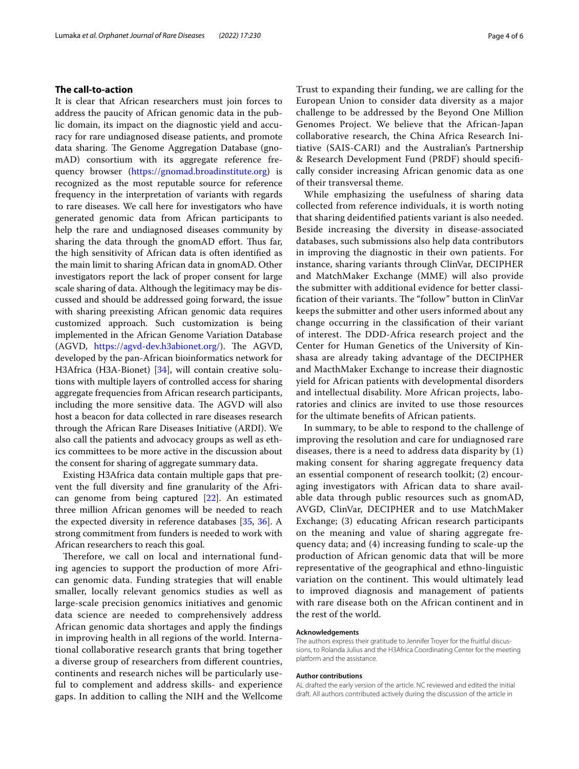## The call-to-action

It is clear that African researchers must join forces to address the paucity of African genomic data in the public domain, its impact on the diagnostic yield and accuracy for rare undiagnosed disease patients, and promote data sharing. The Genome Aggregation Database (gnomAD) consortium with its aggregate reference frequency browser (https://gnomad.broadinstitute.org) is recognized as the most reputable source for reference frequency in the interpretation of variants with regards to rare diseases. We call here for investigators who have generated genomic data from African participants to help the rare and undiagnosed diseases community by sharing the data through the gnomAD effort. Thus far, the high sensitivity of African data is often identified as the main limit to sharing African data in gnomAD. Other investigators report the lack of proper consent for large scale sharing of data. Although the legitimacy may be discussed and should be addressed going forward, the issue with sharing preexisting African genomic data requires customized approach. Such customization is being implemented in the African Genome Variation Database (AGVD, https://agvd-dev.h3abionet.org/). The AGVD, developed by the pan-African bioinformatics network for H3Africa (H3A-Bionet) [34], will contain creative solutions with multiple layers of controlled access for sharing aggregate frequencies from African research participants, including the more sensitive data. The AGVD will also host a beacon for data collected in rare diseases research through the African Rare Diseases Initiative (ARDI). We also call the patients and advocacy groups as well as ethics committees to be more active in the discussion about the consent for sharing of aggregate summary data.

Existing H3Africa data contain multiple gaps that prevent the full diversity and fine granularity of the African genome from being captured [22]. An estimated three million African genomes will be needed to reach the expected diversity in reference databases [35, 36]. A strong commitment from funders is needed to work with African researchers to reach this goal.

Therefore, we call on local and international funding agencies to support the production of more African genomic data. Funding strategies that will enable smaller, locally relevant genomics studies as well as large-scale precision genomics initiatives and genomic data science are needed to comprehensively address African genomic data shortages and apply the findings in improving health in all regions of the world. International collaborative research grants that bring together a diverse group of researchers from different countries, continents and research niches will be particularly useful to complement and address skills- and experience gaps. In addition to calling the NIH and the Wellcome Trust to expanding their funding, we are calling for the European Union to consider data diversity as a major challenge to be addressed by the Beyond One Million Genomes Project. We believe that the African-Japan collaborative research, the China Africa Research Initiative (SAIS-CARI) and the Australian's Partnership & Research Development Fund (PRDF) should specifically consider increasing African genomic data as one of their transversal theme.

While emphasizing the usefulness of sharing data collected from reference individuals, it is worth noting that sharing deidentified patients variant is also needed. Beside increasing the diversity in disease-associated databases, such submissions also help data contributors in improving the diagnostic in their own patients. For instance, sharing variants through ClinVar, DECIPHER and MatchMaker Exchange (MME) will also provide the submitter with additional evidence for better classification of their variants. The "follow" button in ClinVar keeps the submitter and other users informed about any change occurring in the classification of their variant of interest. The DDD-Africa research project and the Center for Human Genetics of the University of Kinshasa are already taking advantage of the DECIPHER and MacthMaker Exchange to increase their diagnostic yield for African patients with developmental disorders and intellectual disability. More African projects, laboratories and clinics are invited to use those resources for the ultimate benefits of African patients.

In summary, to be able to respond to the challenge of improving the resolution and care for undiagnosed rare diseases, there is a need to address data disparity by (1) making consent for sharing aggregate frequency data an essential component of research toolkit; (2) encouraging investigators with African data to share available data through public resources such as gnomAD, AVGD, ClinVar, DECIPHER and to use MatchMaker Exchange; (3) educating African research participants on the meaning and value of sharing aggregate frequency data; and (4) increasing funding to scale-up the production of African genomic data that will be more representative of the geographical and ethno-linguistic variation on the continent. This would ultimately lead to improved diagnosis and management of patients with rare disease both on the African continent and in the rest of the world.

#### Acknowledgements

The authors express their gratitude to Jennifer Troyer for the fruitful discussions, to Rolanda Julius and the H3Africa Coordinating Center for the meeting platform and the assistance.

#### Author contributions

AL drafted the early version of the article. NC reviewed and edited the initial draft. All authors contributed actively during the discussion of the article in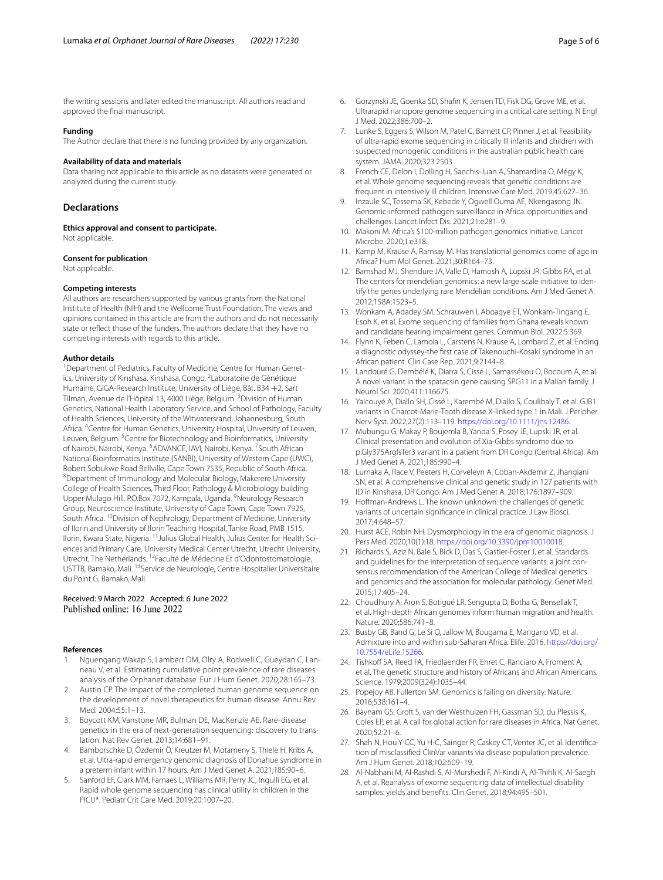the writing sessions and later edited the manuscript. All authors read and approved the final manuscript.

### Funding

The Author declare that there is no funding provided by any organization.

### Availability of data and materials

Data sharing not applicable to this article as no datasets were generated or analyzed during the current study.

## Declarations

### Ethics approval and consent to participate.

Not applicable.

### Consent for publication

Not applicable.

### Competing interests

All authors are researchers supported by various grants from the National Institute of Health (NIH) and the Wellcome Trust Foundation. The views and opinions contained in this article are from the authors and do not necessarily state or reflect those of the funders. The authors declare that they have no competing interests with regards to this article.

### Author details

[1]Department of Pediatrics, Faculty of Medicine, Centre for Human Genetics, University of Kinshasa, Kinshasa, Congo. [2]Laboratoire de Génétique Humaine, GIGA-Research Institute, University of Liège, Bât. B34 +2, Sart Tilman, Avenue de l'Hôpital 13, 4000 Liège, Belgium. [3]Division of Human Genetics, National Health Laboratory Service, and School of Pathology, Faculty of Health Sciences, University of the Witwatersrand, Johannesburg, South Africa. [4]Centre for Human Genetics, University Hospital, University of Leuven, Leuven, Belgium. [5]Centre for Biotechnology and Bioinformatics, University of Nairobi, Nairobi, Kenya. [6]ADVANCE, IAVI, Nairobi, Kenya. [7]South African National Bioinformatics Institute (SANBI), University of Western Cape (UWC), Robert Sobukwe Road Bellville, Cape Town 7535, Republic of South Africa. [8]Department of Immunology and Molecular Biology, Makerere University College of Health Sciences, Third Floor, Pathology & Microbiology building Upper Mulago Hill, P.O.Box 7072, Kampala, Uganda. [9]Neurology Research Group, Neuroscience Institute, University of Cape Town, Cape Town 7925, South Africa. [10]Division of Nephrology, Department of Medicine, University of Ilorin and University of Ilorin Teaching Hospital, Tanke Road, PMB 1515, Ilorin, Kwara State, Nigeria. [11]Julius Global Health, Julius Center for Health Sciences and Primary Care, University Medical Center Utrecht, Utrecht University, Utrecht, The Netherlands. [12]Faculté de Médecine Et d'Odontostomatologie, USTTB, Bamako, Mali. [13]Service de Neurologie, Centre Hospitalier Universitaire du Point G, Bamako, Mali.

Received: 9 March 2022 Accepted: 6 June 2022
Published online: 16 June 2022

### References

1. Nguengang Wakap S, Lambert DM, Olry A, Rodwell C, Gueydan C, Lanneau V, et al. Estimating cumulative point prevalence of rare diseases: analysis of the Orphanet database. Eur J Hum Genet. 2020;28:165–73.
2. Austin CP. The impact of the completed human genome sequence on the development of novel therapeutics for human disease. Annu Rev Med. 2004;55:1–13.
3. Boycott KM, Vanstone MR, Bulman DE, MacKenzie AE. Rare-disease genetics in the era of next-generation sequencing: discovery to translation. Nat Rev Genet. 2013;14:681–91.
4. Bamborschke D, Özdemir Ö, Kreutzer M, Motameny S, Thiele H, Kribs A, et al. Ultra-rapid emergency genomic diagnosis of Donahue syndrome in a preterm infant within 17 hours. Am J Med Genet A. 2021;185:90–6.
5. Sanford EF, Clark MM, Farnaes L, Williams MR, Perry JC, Ingulli EG, et al. Rapid whole genome sequencing has clinical utility in children in the PICU*. Pediatr Crit Care Med. 2019;20:1007–20.
6. Gorzynski JE, Goenka SD, Shafin K, Jensen TD, Fisk DG, Grove ME, et al. Ultrarapid nanopore genome sequencing in a critical care setting. N Engl J Med. 2022;386:700–2.
7. Lunke S, Eggers S, Wilson M, Patel C, Barnett CP, Pinner J, et al. Feasibility of ultra-rapid exome sequencing in critically Ill infants and children with suspected monogenic conditions in the australian public health care system. JAMA. 2020;323:2503.
8. French CE, Delon I, Dolling H, Sanchis-Juan A, Shamardina O, Mégy K, et al. Whole genome sequencing reveals that genetic conditions are frequent in intensively ill children. Intensive Care Med. 2019;45:627–36.
9. Inzaule SC, Tessema SK, Kebede Y, Ogwell Ouma AE, Nkengasong JN. Genomic-informed pathogen surveillance in Africa: opportunities and challenges. Lancet Infect Dis. 2021;21:e281–9.
10. Makoni M. Africa's $100-million pathogen genomics initiative. Lancet Microbe. 2020;1:e318.
11. Kamp M, Krause A, Ramsay M. Has translational genomics come of age in Africa? Hum Mol Genet. 2021;30:R164–73.
12. Bamshad MJ, Shendure JA, Valle D, Hamosh A, Lupski JR, Gibbs RA, et al. The centers for mendelian genomics: a new large-scale initiative to identify the genes underlying rare Mendelian conditions. Am J Med Genet A. 2012;158A:1523–5.
13. Wonkam A, Adadey SM, Schrauwen I, Aboagye ET, Wonkam-Tingang E, Esoh K, et al. Exome sequencing of families from Ghana reveals known and candidate hearing impairment genes. Commun Biol. 2022;5:369.
14. Flynn K, Feben C, Lamola L, Carstens N, Krause A, Lombard Z, et al. Ending a diagnostic odyssey-the first case of Takenouchi-Kosaki syndrome in an African patient. Clin Case Rep. 2021;9:2144–8.
15. Landouré G, Dembélé K, Diarra S, Cissé L, Samassékou O, Bocoum A, et al. A novel variant in the spatacsin gene causing SPG11 in a Malian family. J Neurol Sci. 2020;411:116675.
16. Yalcouyé A, Diallo SH, Cissé L, Karembé M, Diallo S, Coulibaly T, et al. GJB1 variants in Charcot-Marie-Tooth disease X-linked type 1 in Mali. J Peripher Nerv Syst. 2022;27(2):113–119. https://doi.org/10.1111/jns.12486.
17. Mubungu G, Makay P, Boujemla B, Yanda S, Posey JE, Lupski JR, et al. Clinical presentation and evolution of Xia-Gibbs syndrome due to p.Gly375ArgfsTer3 variant in a patient from DR Congo (Central Africa). Am J Med Genet A. 2021;185:990–4.
18. Lumaka A, Race V, Peeters H, Corveleyn A, Coban-Akdemir Z, Jhangiani SN, et al. A comprehensive clinical and genetic study in 127 patients with ID in Kinshasa, DR Congo. Am J Med Genet A. 2018;176:1897–909.
19. Hoffman-Andrews L. The known unknown: the challenges of genetic variants of uncertain significance in clinical practice. J Law Biosci. 2017;4:648–57.
20. Hurst ACE, Robin NH. Dysmorphology in the era of genomic diagnosis. J Pers Med. 2020;10(1):18. https://doi.org/10.3390/jpm10010018.
21. Richards S, Aziz N, Bale S, Bick D, Das S, Gastier-Foster J, et al. Standards and guidelines for the interpretation of sequence variants: a joint consensus recommendation of the American College of Medical genetics and genomics and the association for molecular pathology. Genet Med. 2015;17:405–24.
22. Choudhury A, Aron S, Botigué LR, Sengupta D, Botha G, Bensellak T, et al. High-depth African genomes inform human migration and health. Nature. 2020;586:741–8.
23. Busby GB, Band G, Le Si Q, Jallow M, Bougama E, Mangano VD, et al. Admixture into and within sub-Saharan Africa. Elife. 2016. https://doi.org/10.7554/eLife.15266.
24. Tishkoff SA, Reed FA, Friedlaender FR, Ehret C, Ranciaro A, Froment A, et al. The genetic structure and history of Africans and African Americans. Science. 1979;2009(324):1035–44.
25. Popejoy AB, Fullerton SM. Genomics is failing on diversity. Nature. 2016;538:161–4.
26. Baynam GS, Groft S, van der Westhuizen FH, Gassman SD, du Plessis K, Coles EP, et al. A call for global action for rare diseases in Africa. Nat Genet. 2020;52:21–6.
27. Shah N, Hou Y-CC, Yu H-C, Sainger R, Caskey CT, Venter JC, et al. Identification of misclassified ClinVar variants via disease population prevalence. Am J Hum Genet. 2018;102:609–19.
28. Al-Nabhani M, Al-Rashdi S, Al-Murshedi F, Al-Kindi A, Al-Thihli K, Al-Saegh A, et al. Reanalysis of exome sequencing data of intellectual disability samples: yields and benefits. Clin Genet. 2018;94:495–501.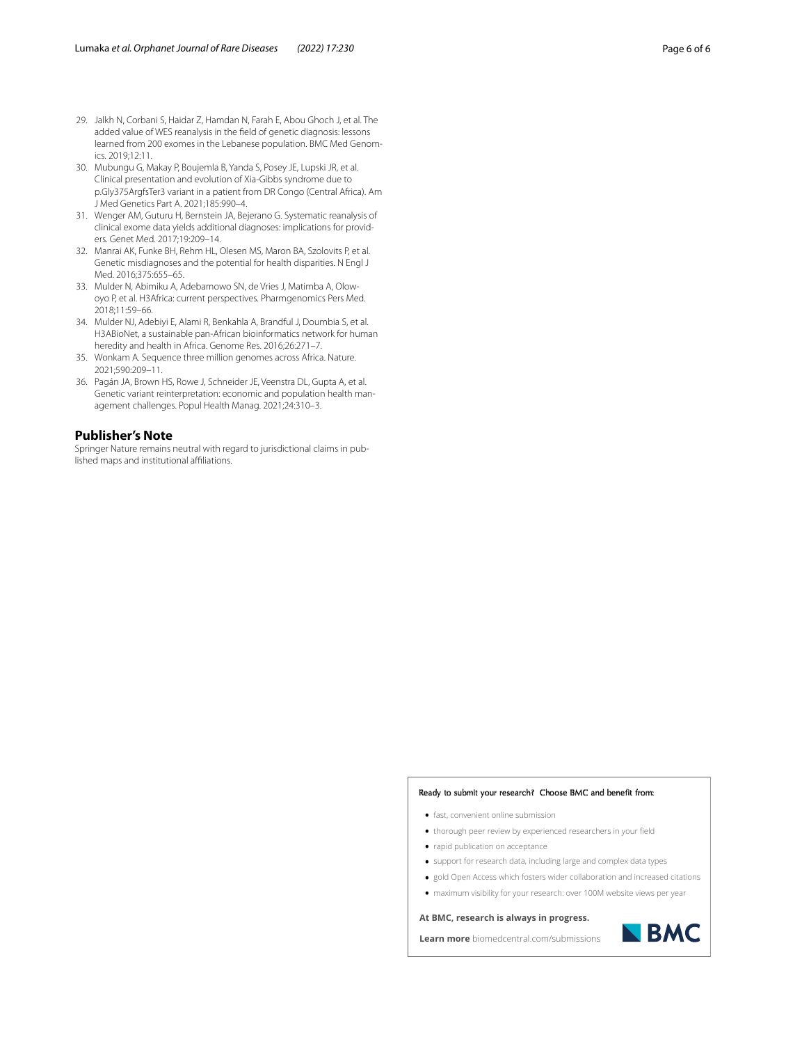29. Jalkh N, Corbani S, Haidar Z, Hamdan N, Farah E, Abou Ghoch J, et al. The added value of WES reanalysis in the field of genetic diagnosis: lessons learned from 200 exomes in the Lebanese population. BMC Med Genomics. 2019;12:11.
30. Mubungu G, Makay P, Boujemla B, Yanda S, Posey JE, Lupski JR, et al. Clinical presentation and evolution of Xia-Gibbs syndrome due to p.Gly375ArgfsTer3 variant in a patient from DR Congo (Central Africa). Am J Med Genetics Part A. 2021;185:990–4.
31. Wenger AM, Guturu H, Bernstein JA, Bejerano G. Systematic reanalysis of clinical exome data yields additional diagnoses: implications for providers. Genet Med. 2017;19:209–14.
32. Manrai AK, Funke BH, Rehm HL, Olesen MS, Maron BA, Szolovits P, et al. Genetic misdiagnoses and the potential for health disparities. N Engl J Med. 2016;375:655–65.
33. Mulder N, Abimiku A, Adebamowo SN, de Vries J, Matimba A, Olowoyo P, et al. H3Africa: current perspectives. Pharmgenomics Pers Med. 2018;11:59–66.
34. Mulder NJ, Adebiyi E, Alami R, Benkahla A, Brandful J, Doumbia S, et al. H3ABioNet, a sustainable pan-African bioinformatics network for human heredity and health in Africa. Genome Res. 2016;26:271–7.
35. Wonkam A. Sequence three million genomes across Africa. Nature. 2021;590:209–11.
36. Pagán JA, Brown HS, Rowe J, Schneider JE, Veenstra DL, Gupta A, et al. Genetic variant reinterpretation: economic and population health management challenges. Popul Health Manag. 2021;24:310–3.

## Publisher's Note

Springer Nature remains neutral with regard to jurisdictional claims in published maps and institutional affiliations.

Ready to submit your research? Choose BMC and benefit from:

- fast, convenient online submission
- thorough peer review by experienced researchers in your field
- rapid publication on acceptance
- support for research data, including large and complex data types
- gold Open Access which fosters wider collaboration and increased citations
- maximum visibility for your research: over 100M website views per year

**At BMC, research is always in progress.**

**Learn more** biomedcentral.com/submissions

BMC